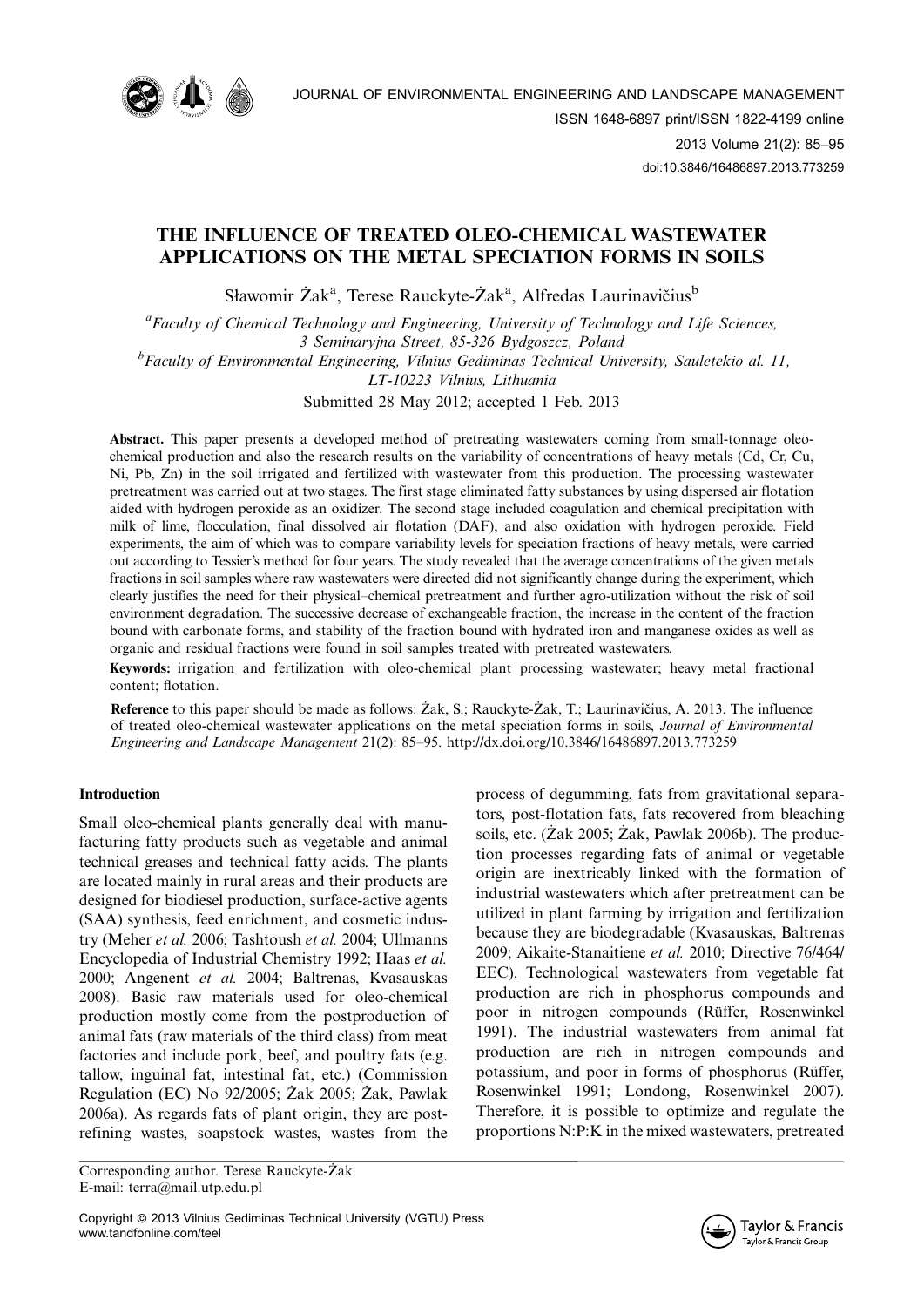# THE INFLUENCE OF TREATED OLEO-CHEMICAL WASTEWATER APPLICATIONS ON THE METAL SPECIATION FORMS IN SOILS

Sławomir Żak[a], Terese Rauckyte-Żak[a], Alfredas Laurinavičius[b]

[a]*Faculty of Chemical Technology and Engineering, University of Technology and Life Sciences, 3 Seminaryjna Street, 85-326 Bydgoszcz, Poland*

[b]*Faculty of Environmental Engineering, Vilnius Gediminas Technical University, Sauletekio al. 11, LT-10223 Vilnius, Lithuania*

Submitted 28 May 2012; accepted 1 Feb. 2013

**Abstract.** This paper presents a developed method of pretreating wastewaters coming from small-tonnage oleo-chemical production and also the research results on the variability of concentrations of heavy metals (Cd, Cr, Cu, Ni, Pb, Zn) in the soil irrigated and fertilized with wastewater from this production. The processing wastewater pretreatment was carried out at two stages. The first stage eliminated fatty substances by using dispersed air flotation aided with hydrogen peroxide as an oxidizer. The second stage included coagulation and chemical precipitation with milk of lime, flocculation, final dissolved air flotation (DAF), and also oxidation with hydrogen peroxide. Field experiments, the aim of which was to compare variability levels for speciation fractions of heavy metals, were carried out according to Tessier's method for four years. The study revealed that the average concentrations of the given metals fractions in soil samples where raw wastewaters were directed did not significantly change during the experiment, which clearly justifies the need for their physical–chemical pretreatment and further agro-utilization without the risk of soil environment degradation. The successive decrease of exchangeable fraction, the increase in the content of the fraction bound with carbonate forms, and stability of the fraction bound with hydrated iron and manganese oxides as well as organic and residual fractions were found in soil samples treated with pretreated wastewaters.

**Keywords:** irrigation and fertilization with oleo-chemical plant processing wastewater; heavy metal fractional content; flotation.

**Reference** to this paper should be made as follows: Żak, S.; Rauckyte-Żak, T.; Laurinavičius, A. 2013. The influence of treated oleo-chemical wastewater applications on the metal speciation forms in soils, *Journal of Environmental Engineering and Landscape Management* 21(2): 85–95. http://dx.doi.org/10.3846/16486897.2013.773259

## Introduction

Small oleo-chemical plants generally deal with manufacturing fatty products such as vegetable and animal technical greases and technical fatty acids. The plants are located mainly in rural areas and their products are designed for biodiesel production, surface-active agents (SAA) synthesis, feed enrichment, and cosmetic industry (Meher *et al.* 2006; Tashtoush *et al.* 2004; Ullmanns Encyclopedia of Industrial Chemistry 1992; Haas *et al.* 2000; Angenent *et al.* 2004; Baltrenas, Kvasauskas 2008). Basic raw materials used for oleo-chemical production mostly come from the postproduction of animal fats (raw materials of the third class) from meat factories and include pork, beef, and poultry fats (e.g. tallow, inguinal fat, intestinal fat, etc.) (Commission Regulation (EC) No 92/2005; Żak 2005; Żak, Pawlak 2006a). As regards fats of plant origin, they are post-refining wastes, soapstock wastes, wastes from the process of degumming, fats from gravitational separators, post-flotation fats, fats recovered from bleaching soils, etc. (Żak 2005; Żak, Pawlak 2006b). The production processes regarding fats of animal or vegetable origin are inextricably linked with the formation of industrial wastewaters which after pretreatment can be utilized in plant farming by irrigation and fertilization because they are biodegradable (Kvasauskas, Baltrenas 2009; Aikaite-Stanaitiene *et al.* 2010; Directive 76/464/EEC). Technological wastewaters from vegetable fat production are rich in phosphorus compounds and poor in nitrogen compounds (Rüffer, Rosenwinkel 1991). The industrial wastewaters from animal fat production are rich in nitrogen compounds and potassium, and poor in forms of phosphorus (Rüffer, Rosenwinkel 1991; Londong, Rosenwinkel 2007). Therefore, it is possible to optimize and regulate the proportions N:P:K in the mixed wastewaters, pretreated

Corresponding author. Terese Rauckyte-Żak
E-mail: terra@mail.utp.edu.pl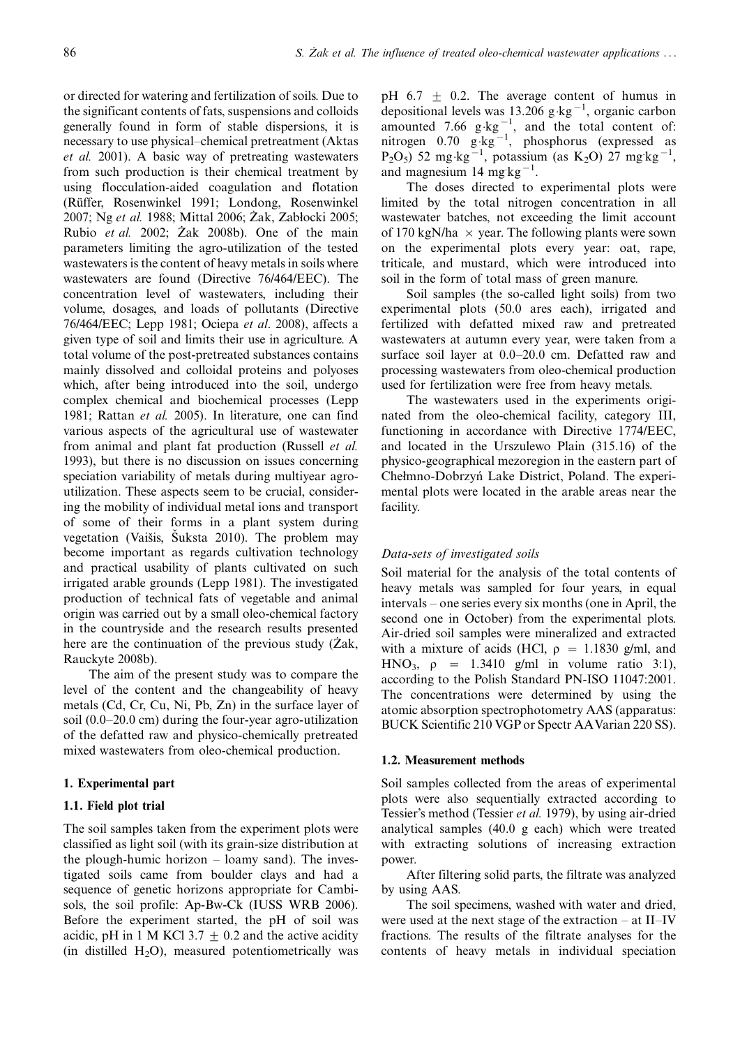or directed for watering and fertilization of soils. Due to the significant contents of fats, suspensions and colloids generally found in form of stable dispersions, it is necessary to use physical–chemical pretreatment (Aktas *et al.* 2001). A basic way of pretreating wastewaters from such production is their chemical treatment by using flocculation-aided coagulation and flotation (Rüffer, Rosenwinkel 1991; Londong, Rosenwinkel 2007; Ng *et al.* 1988; Mittal 2006; Żak, Zabłocki 2005; Rubio *et al.* 2002; Żak 2008b). One of the main parameters limiting the agro-utilization of the tested wastewaters is the content of heavy metals in soils where wastewaters are found (Directive 76/464/EEC). The concentration level of wastewaters, including their volume, dosages, and loads of pollutants (Directive 76/464/EEC; Lepp 1981; Ociepa *et al*. 2008), affects a given type of soil and limits their use in agriculture. A total volume of the post-pretreated substances contains mainly dissolved and colloidal proteins and polyoses which, after being introduced into the soil, undergo complex chemical and biochemical processes (Lepp 1981; Rattan *et al.* 2005). In literature, one can find various aspects of the agricultural use of wastewater from animal and plant fat production (Russell *et al.* 1993), but there is no discussion on issues concerning speciation variability of metals during multiyear agro-utilization. These aspects seem to be crucial, considering the mobility of individual metal ions and transport of some of their forms in a plant system during vegetation (Vaišis, Šuksta 2010). The problem may become important as regards cultivation technology and practical usability of plants cultivated on such irrigated arable grounds (Lepp 1981). The investigated production of technical fats of vegetable and animal origin was carried out by a small oleo-chemical factory in the countryside and the research results presented here are the continuation of the previous study (Żak, Rauckyte 2008b).

The aim of the present study was to compare the level of the content and the changeability of heavy metals (Cd, Cr, Cu, Ni, Pb, Zn) in the surface layer of soil (0.0–20.0 cm) during the four-year agro-utilization of the defatted raw and physico-chemically pretreated mixed wastewaters from oleo-chemical production.

## 1. Experimental part

### 1.1. Field plot trial

The soil samples taken from the experiment plots were classified as light soil (with its grain-size distribution at the plough-humic horizon – loamy sand). The investigated soils came from boulder clays and had a sequence of genetic horizons appropriate for Cambisols, the soil profile: Ap-Bw-Ck (IUSS WRB 2006). Before the experiment started, the pH of soil was acidic, pH in 1 M KCl 3.7 $\pm$ 0.2 and the active acidity (in distilled $H_2O$), measured potentiometrically was pH 6.7 $\pm$ 0.2. The average content of humus in depositional levels was 13.206 $g{\cdot}kg^{-1}$, organic carbon amounted 7.66 $g{\cdot}kg^{-1}$, and the total content of: nitrogen 0.70 $g{\cdot}kg^{-1}$, phosphorus (expressed as $P_2O_5$) 52 $mg{\cdot}kg^{-1}$, potassium (as $K_2O$) 27 $mg{\cdot}kg^{-1}$, and magnesium 14 $mg{\cdot}kg^{-1}$.

The doses directed to experimental plots were limited by the total nitrogen concentration in all wastewater batches, not exceeding the limit account of 170 kgN/ha $\times$ year. The following plants were sown on the experimental plots every year: oat, rape, triticale, and mustard, which were introduced into soil in the form of total mass of green manure.

Soil samples (the so-called light soils) from two experimental plots (50.0 ares each), irrigated and fertilized with defatted mixed raw and pretreated wastewaters at autumn every year, were taken from a surface soil layer at 0.0–20.0 cm. Defatted raw and processing wastewaters from oleo-chemical production used for fertilization were free from heavy metals.

The wastewaters used in the experiments originated from the oleo-chemical facility, category III, functioning in accordance with Directive 1774/EEC, and located in the Urszulewo Plain (315.16) of the physico-geographical mezoregion in the eastern part of Chełmno-Dobrzyń Lake District, Poland. The experimental plots were located in the arable areas near the facility.

#### *Data-sets of investigated soils*

Soil material for the analysis of the total contents of heavy metals was sampled for four years, in equal intervals – one series every six months (one in April, the second one in October) from the experimental plots. Air-dried soil samples were mineralized and extracted with a mixture of acids (HCl, $\rho$ = 1.1830 g/ml, and $HNO_3$, $\rho$ = 1.3410 g/ml in volume ratio 3:1), according to the Polish Standard PN-ISO 11047:2001. The concentrations were determined by using the atomic absorption spectrophotometry AAS (apparatus: BUCK Scientific 210 VGP or Spectr AA Varian 220 SS).

### 1.2. Measurement methods

Soil samples collected from the areas of experimental plots were also sequentially extracted according to Tessier's method (Tessier *et al.* 1979), by using air-dried analytical samples (40.0 g each) which were treated with extracting solutions of increasing extraction power.

After filtering solid parts, the filtrate was analyzed by using AAS.

The soil specimens, washed with water and dried, were used at the next stage of the extraction – at II–IV fractions. The results of the filtrate analyses for the contents of heavy metals in individual speciation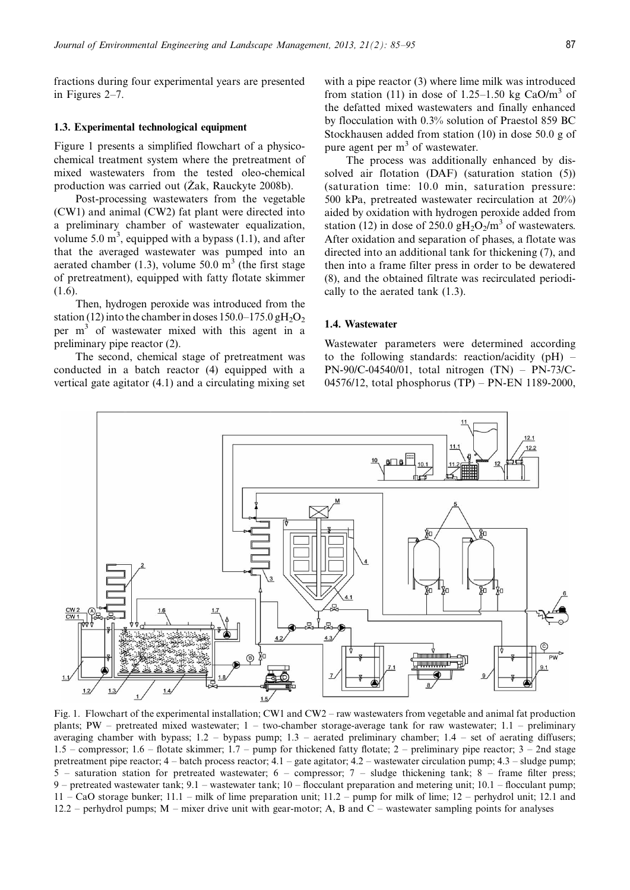fractions during four experimental years are presented in Figures 2–7.

### 1.3. Experimental technological equipment

Figure 1 presents a simplified flowchart of a physico-chemical treatment system where the pretreatment of mixed wastewaters from the tested oleo-chemical production was carried out (Żak, Rauckyte 2008b).

Post-processing wastewaters from the vegetable (CW1) and animal (CW2) fat plant were directed into a preliminary chamber of wastewater equalization, volume 5.0 $m^3$, equipped with a bypass (1.1), and after that the averaged wastewater was pumped into an aerated chamber (1.3), volume 50.0 $m^3$ (the first stage of pretreatment), equipped with fatty flotate skimmer (1.6).

Then, hydrogen peroxide was introduced from the station (12) into the chamber in doses 150.0–175.0 $gH_2O_2$ per $m^3$ of wastewater mixed with this agent in a preliminary pipe reactor (2).

The second, chemical stage of pretreatment was conducted in a batch reactor (4) equipped with a vertical gate agitator (4.1) and a circulating mixing set with a pipe reactor (3) where lime milk was introduced from station (11) in dose of 1.25–1.50 kg $CaO/m^3$ of the defatted mixed wastewaters and finally enhanced by flocculation with 0.3% solution of Praestol 859 BC Stockhausen added from station (10) in dose 50.0 g of pure agent per $m^3$ of wastewater.

The process was additionally enhanced by dissolved air flotation (DAF) (saturation station (5)) (saturation time: 10.0 min, saturation pressure: 500 kPa, pretreated wastewater recirculation at 20%) aided by oxidation with hydrogen peroxide added from station (12) in dose of 250.0 $gH_2O_2/m^3$ of wastewaters. After oxidation and separation of phases, a flotate was directed into an additional tank for thickening (7), and then into a frame filter press in order to be dewatered (8), and the obtained filtrate was recirculated periodically to the aerated tank (1.3).

### 1.4. Wastewater

Wastewater parameters were determined according to the following standards: reaction/acidity (pH) – PN-90/C-04540/01, total nitrogen (TN) – PN-73/C-04576/12, total phosphorus (TP) – PN-EN 1189-2000,

Fig. 1. Flowchart of the experimental installation; CW1 and CW2 – raw wastewaters from vegetable and animal fat production plants; PW – pretreated mixed wastewater; 1 – two-chamber storage-average tank for raw wastewater; 1.1 – preliminary averaging chamber with bypass; 1.2 – bypass pump; 1.3 – aerated preliminary chamber; 1.4 – set of aerating diffusers; 1.5 – compressor; 1.6 – flotate skimmer; 1.7 – pump for thickened fatty flotate; 2 – preliminary pipe reactor; 3 – 2nd stage pretreatment pipe reactor; 4 – batch process reactor; 4.1 – gate agitator; 4.2 – wastewater circulation pump; 4.3 – sludge pump; 5 – saturation station for pretreated wastewater; 6 – compressor; 7 – sludge thickening tank; 8 – frame filter press; 9 – pretreated wastewater tank; 9.1 – wastewater tank; 10 – flocculant preparation and metering unit; 10.1 – flocculant pump; 11 – CaO storage bunker; 11.1 – milk of lime preparation unit; 11.2 – pump for milk of lime; 12 – perhydrol unit; 12.1 and 12.2 – perhydrol pumps; M – mixer drive unit with gear-motor; A, B and C – wastewater sampling points for analyses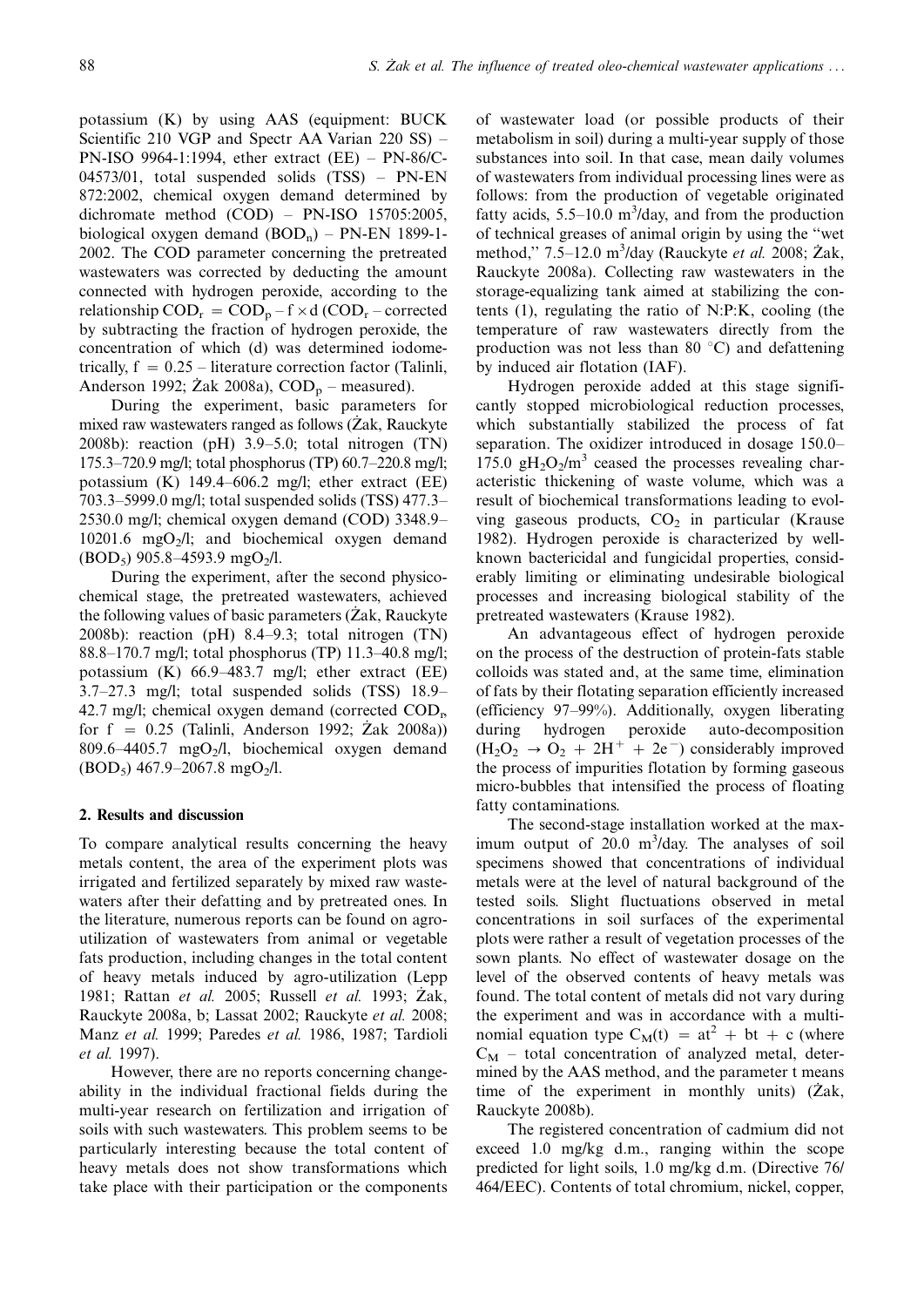potassium (K) by using AAS (equipment: BUCK Scientific 210 VGP and Spectr AA Varian 220 SS) – PN-ISO 9964-1:1994, ether extract (EE) – PN-86/C-04573/01, total suspended solids (TSS) – PN-EN 872:2002, chemical oxygen demand determined by dichromate method (COD) – PN-ISO 15705:2005, biological oxygen demand ($BOD_n$) – PN-EN 1899-1-2002. The COD parameter concerning the pretreated wastewaters was corrected by deducting the amount connected with hydrogen peroxide, according to the relationship $COD_r = COD_p - f \times d$ ($COD_r$ – corrected by subtracting the fraction of hydrogen peroxide, the concentration of which (d) was determined iodometrically, $f = 0.25$ – literature correction factor (Talinli, Anderson 1992; Żak 2008a), $COD_p$ – measured).

During the experiment, basic parameters for mixed raw wastewaters ranged as follows (Żak, Rauckyte 2008b): reaction (pH) 3.9–5.0; total nitrogen (TN) 175.3–720.9 mg/l; total phosphorus (TP) 60.7–220.8 mg/l; potassium (K) 149.4–606.2 mg/l; ether extract (EE) 703.3–5999.0 mg/l; total suspended solids (TSS) 477.3–2530.0 mg/l; chemical oxygen demand (COD) 3348.9–10201.6 $mgO_2$/l; and biochemical oxygen demand ($BOD_5$) 905.8–4593.9 $mgO_2$/l.

During the experiment, after the second physicochemical stage, the pretreated wastewaters, achieved the following values of basic parameters (Żak, Rauckyte 2008b): reaction (pH) 8.4–9.3; total nitrogen (TN) 88.8–170.7 mg/l; total phosphorus (TP) 11.3–40.8 mg/l; potassium (K) 66.9–483.7 mg/l; ether extract (EE) 3.7–27.3 mg/l; total suspended solids (TSS) 18.9–42.7 mg/l; chemical oxygen demand (corrected $COD_r$, for $f = 0.25$ (Talinli, Anderson 1992; Żak 2008a)) 809.6–4405.7 $mgO_2$/l, biochemical oxygen demand ($BOD_5$) 467.9–2067.8 $mgO_2$/l.

## 2. Results and discussion

To compare analytical results concerning the heavy metals content, the area of the experiment plots was irrigated and fertilized separately by mixed raw wastewaters after their defatting and by pretreated ones. In the literature, numerous reports can be found on agro-utilization of wastewaters from animal or vegetable fats production, including changes in the total content of heavy metals induced by agro-utilization (Lepp 1981; Rattan *et al.* 2005; Russell *et al.* 1993; Żak, Rauckyte 2008a, b; Lassat 2002; Rauckyte *et al.* 2008; Manz *et al.* 1999; Paredes *et al.* 1986, 1987; Tardioli *et al.* 1997).

However, there are no reports concerning changeability in the individual fractional fields during the multi-year research on fertilization and irrigation of soils with such wastewaters. This problem seems to be particularly interesting because the total content of heavy metals does not show transformations which take place with their participation or the components of wastewater load (or possible products of their metabolism in soil) during a multi-year supply of those substances into soil. In that case, mean daily volumes of wastewaters from individual processing lines were as follows: from the production of vegetable originated fatty acids, 5.5–10.0 $m^3$/day, and from the production of technical greases of animal origin by using the "wet method," 7.5–12.0 $m^3$/day (Rauckyte *et al.* 2008; Żak, Rauckyte 2008a). Collecting raw wastewaters in the storage-equalizing tank aimed at stabilizing the contents (1), regulating the ratio of N:P:K, cooling (the temperature of raw wastewaters directly from the production was not less than 80 °C) and defattening by induced air flotation (IAF).

Hydrogen peroxide added at this stage significantly stopped microbiological reduction processes, which substantially stabilized the process of fat separation. The oxidizer introduced in dosage 150.0–175.0 $gH_2O_2/m^3$ ceased the processes revealing characteristic thickening of waste volume, which was a result of biochemical transformations leading to evolving gaseous products, $CO_2$ in particular (Krause 1982). Hydrogen peroxide is characterized by well-known bactericidal and fungicidal properties, considerably limiting or eliminating undesirable biological processes and increasing biological stability of the pretreated wastewaters (Krause 1982).

An advantageous effect of hydrogen peroxide on the process of the destruction of protein-fats stable colloids was stated and, at the same time, elimination of fats by their flotating separation efficiently increased (efficiency 97–99%). Additionally, oxygen liberating during hydrogen peroxide auto-decomposition ($H_2O_2 \rightarrow O_2 + 2H^+ + 2e^-$) considerably improved the process of impurities flotation by forming gaseous micro-bubbles that intensified the process of floating fatty contaminations.

The second-stage installation worked at the maximum output of 20.0 $m^3$/day. The analyses of soil specimens showed that concentrations of individual metals were at the level of natural background of the tested soils. Slight fluctuations observed in metal concentrations in soil surfaces of the experimental plots were rather a result of vegetation processes of the sown plants. No effect of wastewater dosage on the level of the observed contents of heavy metals was found. The total content of metals did not vary during the experiment and was in accordance with a multinomial equation type $C_M(t) = at^2 + bt + c$ (where $C_M$ – total concentration of analyzed metal, determined by the AAS method, and the parameter t means time of the experiment in monthly units) (Żak, Rauckyte 2008b).

The registered concentration of cadmium did not exceed 1.0 mg/kg d.m., ranging within the scope predicted for light soils, 1.0 mg/kg d.m. (Directive 76/464/EEC). Contents of total chromium, nickel, copper,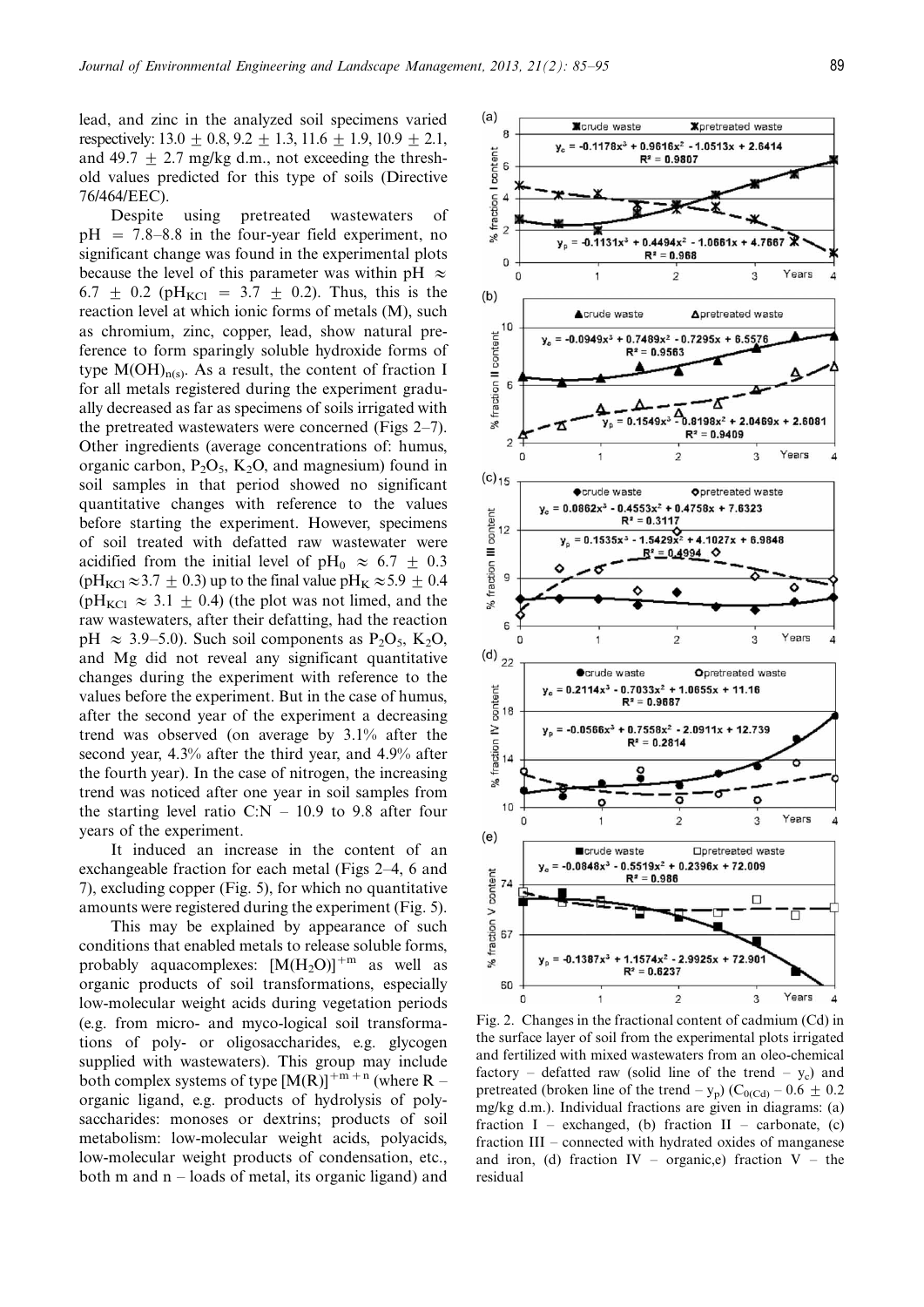lead, and zinc in the analyzed soil specimens varied respectively: 13.0 ± 0.8, 9.2 ± 1.3, 11.6 ± 1.9, 10.9 ± 2.1, and 49.7 ± 2.7 mg/kg d.m., not exceeding the threshold values predicted for this type of soils (Directive 76/464/EEC).

Despite using pretreated wastewaters of pH = 7.8–8.8 in the four-year field experiment, no significant change was found in the experimental plots because the level of this parameter was within pH ≈ 6.7 ± 0.2 ($pH_{KCl}$ = 3.7 ± 0.2). Thus, this is the reaction level at which ionic forms of metals (M), such as chromium, zinc, copper, lead, show natural preference to form sparingly soluble hydroxide forms of type $M(OH)_{n(s)}$. As a result, the content of fraction I for all metals registered during the experiment gradually decreased as far as specimens of soils irrigated with the pretreated wastewaters were concerned (Figs 2–7). Other ingredients (average concentrations of: humus, organic carbon, $P_2O_5$, $K_2O$, and magnesium) found in soil samples in that period showed no significant quantitative changes with reference to the values before starting the experiment. However, specimens of soil treated with defatted raw wastewater were acidified from the initial level of $pH_0$ ≈ 6.7 ± 0.3 ($pH_{KCl}$ ≈ 3.7 ± 0.3) up to the final value $pH_K$ ≈ 5.9 ± 0.4 ($pH_{KCl}$ ≈ 3.1 ± 0.4) (the plot was not limed, and the raw wastewaters, after their defatting, had the reaction pH ≈ 3.9–5.0). Such soil components as $P_2O_5$, $K_2O$, and Mg did not reveal any significant quantitative changes during the experiment with reference to the values before the experiment. But in the case of humus, after the second year of the experiment a decreasing trend was observed (on average by 3.1% after the second year, 4.3% after the third year, and 4.9% after the fourth year). In the case of nitrogen, the increasing trend was noticed after one year in soil samples from the starting level ratio C:N – 10.9 to 9.8 after four years of the experiment.

It induced an increase in the content of an exchangeable fraction for each metal (Figs 2–4, 6 and 7), excluding copper (Fig. 5), for which no quantitative amounts were registered during the experiment (Fig. 5).

This may be explained by appearance of such conditions that enabled metals to release soluble forms, probably aquacomplexes: $[M(H_2O)]^{+m}$ as well as organic products of soil transformations, especially low-molecular weight acids during vegetation periods (e.g. from micro- and myco-logical soil transformations of poly- or oligosaccharides, e.g. glycogen supplied with wastewaters). This group may include both complex systems of type $[M(R)]^{+m+n}$ (where R – organic ligand, e.g. products of hydrolysis of polysaccharides: monoses or dextrins; products of soil metabolism: low-molecular weight acids, polyacids, low-molecular weight products of condensation, etc., both m and n – loads of metal, its organic ligand) and

Fig. 2. Changes in the fractional content of cadmium (Cd) in the surface layer of soil from the experimental plots irrigated and fertilized with mixed wastewaters from an oleo-chemical factory – defatted raw (solid line of the trend – $y_c$) and pretreated (broken line of the trend – $y_p$) ($C_{0(Cd)}$ – 0.6 ± 0.2 mg/kg d.m.). Individual fractions are given in diagrams: (a) fraction I – exchanged, (b) fraction II – carbonate, (c) fraction III – connected with hydrated oxides of manganese and iron, (d) fraction IV – organic,e) fraction V – the residual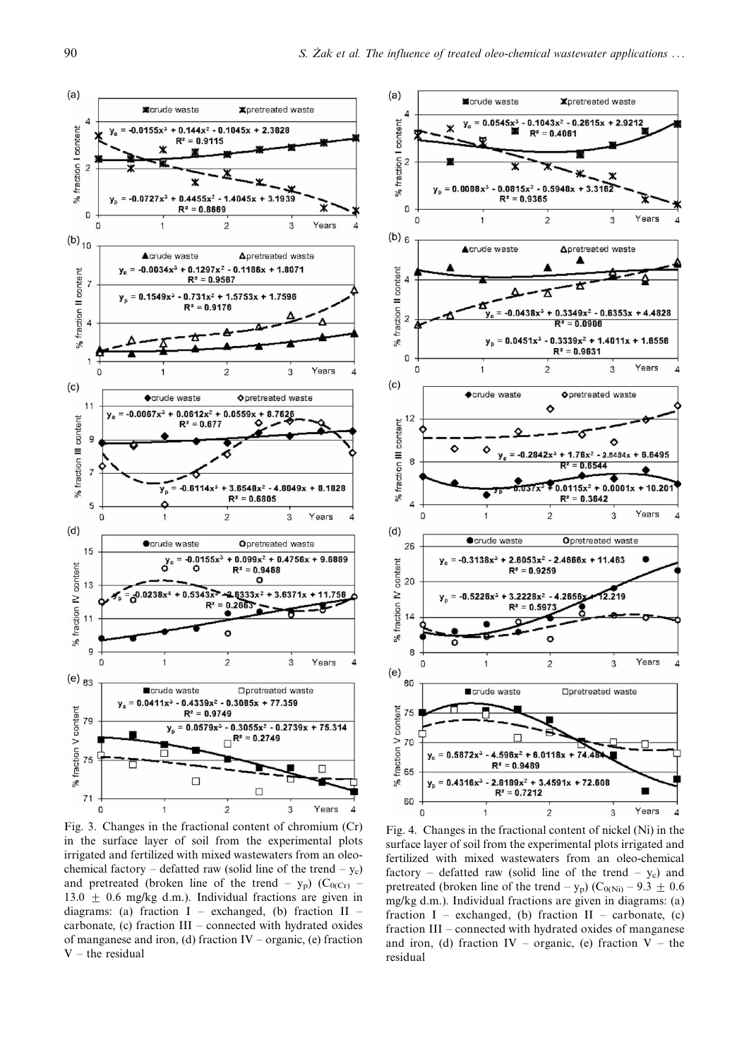Fig. 3. Changes in the fractional content of chromium (Cr) in the surface layer of soil from the experimental plots irrigated and fertilized with mixed wastewaters from an oleo-chemical factory – defatted raw (solid line of the trend – $y_c$) and pretreated (broken line of the trend – $y_p$) ($C_{0(Cr)}$ – 13.0 ± 0.6 mg/kg d.m.). Individual fractions are given in diagrams: (a) fraction I – exchanged, (b) fraction II – carbonate, (c) fraction III – connected with hydrated oxides of manganese and iron, (d) fraction IV – organic, (e) fraction V – the residual

Fig. 4. Changes in the fractional content of nickel (Ni) in the surface layer of soil from the experimental plots irrigated and fertilized with mixed wastewaters from an oleo-chemical factory – defatted raw (solid line of the trend – $y_c$) and pretreated (broken line of the trend – $y_p$) ($C_{0(Ni)}$ – 9.3 ± 0.6 mg/kg d.m.). Individual fractions are given in diagrams: (a) fraction I – exchanged, (b) fraction II – carbonate, (c) fraction III – connected with hydrated oxides of manganese and iron, (d) fraction IV – organic, (e) fraction V – the residual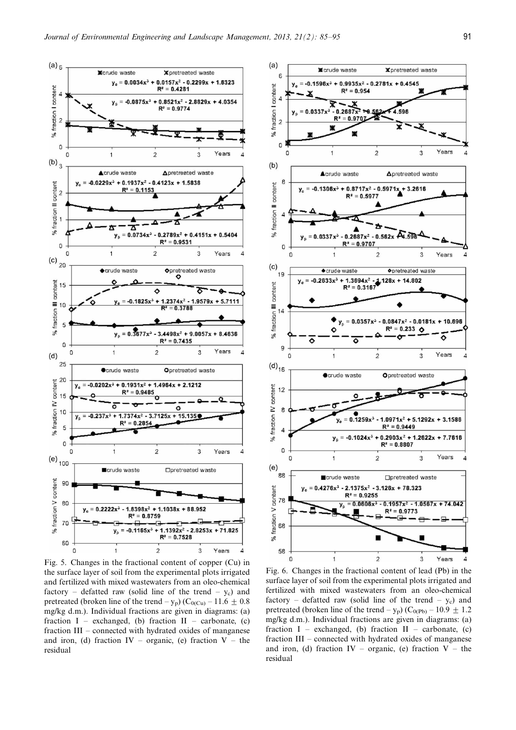Fig. 5. Changes in the fractional content of copper (Cu) in the surface layer of soil from the experimental plots irrigated and fertilized with mixed wastewaters from an oleo-chemical factory – defatted raw (solid line of the trend – $y_c$) and pretreated (broken line of the trend – $y_p$) ($C_{0(Cu)}$ – 11.6 ± 0.8 mg/kg d.m.). Individual fractions are given in diagrams: (a) fraction I – exchanged, (b) fraction II – carbonate, (c) fraction III – connected with hydrated oxides of manganese and iron, (d) fraction IV – organic, (e) fraction V – the residual

Fig. 6. Changes in the fractional content of lead (Pb) in the surface layer of soil from the experimental plots irrigated and fertilized with mixed wastewaters from an oleo-chemical factory – defatted raw (solid line of the trend – $y_c$) and pretreated (broken line of the trend – $y_p$) ($C_{0(Pb)}$ – 10.9 ± 1.2 mg/kg d.m.). Individual fractions are given in diagrams: (a) fraction I – exchanged, (b) fraction II – carbonate, (c) fraction III – connected with hydrated oxides of manganese and iron, (d) fraction IV – organic, (e) fraction V – the residual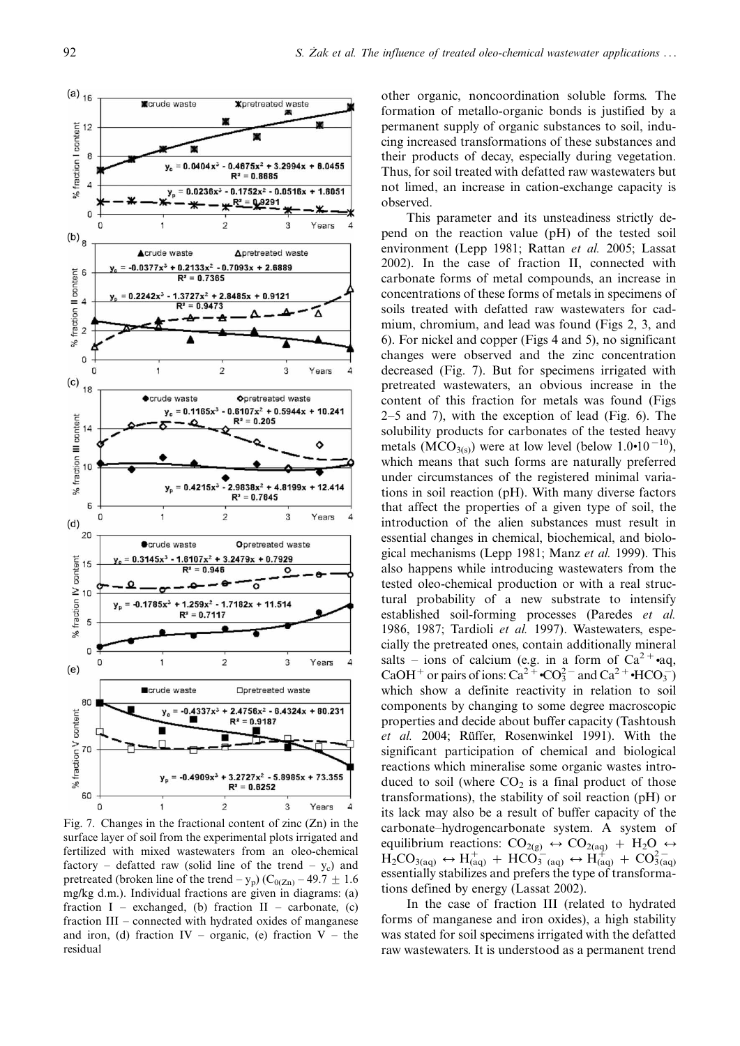Fig. 7. Changes in the fractional content of zinc (Zn) in the surface layer of soil from the experimental plots irrigated and fertilized with mixed wastewaters from an oleo-chemical factory – defatted raw (solid line of the trend – $y_c$) and pretreated (broken line of the trend – $y_p$) ($C_{0(Zn)}$ – 49.7 ± 1.6 mg/kg d.m.). Individual fractions are given in diagrams: (a) fraction I – exchanged, (b) fraction II – carbonate, (c) fraction III – connected with hydrated oxides of manganese and iron, (d) fraction IV – organic, (e) fraction V – the residual

other organic, noncoordination soluble forms. The formation of metallo-organic bonds is justified by a permanent supply of organic substances to soil, inducing increased transformations of these substances and their products of decay, especially during vegetation. Thus, for soil treated with defatted raw wastewaters but not limed, an increase in cation-exchange capacity is observed.

This parameter and its unsteadiness strictly depend on the reaction value (pH) of the tested soil environment (Lepp 1981; Rattan *et al.* 2005; Lassat 2002). In the case of fraction II, connected with carbonate forms of metal compounds, an increase in concentrations of these forms of metals in specimens of soils treated with defatted raw wastewaters for cadmium, chromium, and lead was found (Figs 2, 3, and 6). For nickel and copper (Figs 4 and 5), no significant changes were observed and the zinc concentration decreased (Fig. 7). But for specimens irrigated with pretreated wastewaters, an obvious increase in the content of this fraction for metals was found (Figs 2–5 and 7), with the exception of lead (Fig. 6). The solubility products for carbonates of the tested heavy metals ($MCO_{3(s)}$) were at low level (below $1.0 \cdot 10^{-10}$), which means that such forms are naturally preferred under circumstances of the registered minimal variations in soil reaction (pH). With many diverse factors that affect the properties of a given type of soil, the introduction of the alien substances must result in essential changes in chemical, biochemical, and biological mechanisms (Lepp 1981; Manz *et al.* 1999). This also happens while introducing wastewaters from the tested oleo-chemical production or with a real structural probability of a new substrate to intensify established soil-forming processes (Paredes *et al.* 1986, 1987; Tardioli *et al.* 1997). Wastewaters, especially the pretreated ones, contain additionally mineral salts – ions of calcium (e.g. in a form of $Ca^{2+} \cdot aq$, $CaOH^{+}$ or pairs of ions: $Ca^{2+} \cdot CO_3^{2-}$ and $Ca^{2+} \cdot HCO_3^{-}$) which show a definite reactivity in relation to soil components by changing to some degree macroscopic properties and decide about buffer capacity (Tashtoush *et al.* 2004; Rüffer, Rosenwinkel 1991). With the significant participation of chemical and biological reactions which mineralise some organic wastes introduced to soil (where $CO_2$ is a final product of those transformations), the stability of soil reaction (pH) or its lack may also be a result of buffer capacity of the carbonate–hydrogencarbonate system. A system of equilibrium reactions: $CO_{2(g)} \leftrightarrow CO_{2(aq)} + H_2O \leftrightarrow H_2CO_{3(aq)} \leftrightarrow H^{+}_{(aq)} + HCO^{-}_{3\,(aq)} \leftrightarrow H^{+}_{(aq)} + CO^{2-}_{3(aq)}$ essentially stabilizes and prefers the type of transformations defined by energy (Lassat 2002).

In the case of fraction III (related to hydrated forms of manganese and iron oxides), a high stability was stated for soil specimens irrigated with the defatted raw wastewaters. It is understood as a permanent trend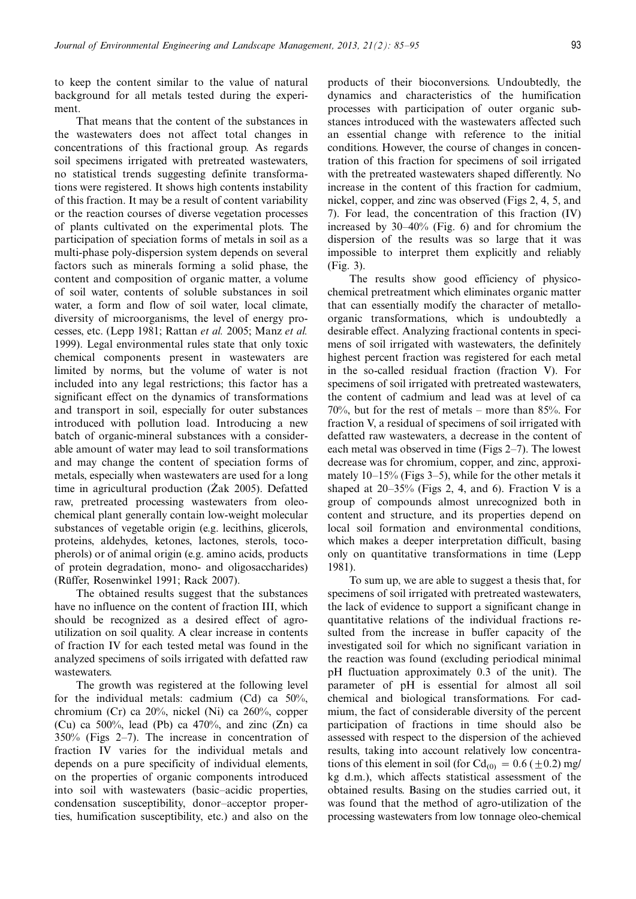to keep the content similar to the value of natural background for all metals tested during the experiment.

That means that the content of the substances in the wastewaters does not affect total changes in concentrations of this fractional group. As regards soil specimens irrigated with pretreated wastewaters, no statistical trends suggesting definite transformations were registered. It shows high contents instability of this fraction. It may be a result of content variability or the reaction courses of diverse vegetation processes of plants cultivated on the experimental plots. The participation of speciation forms of metals in soil as a multi-phase poly-dispersion system depends on several factors such as minerals forming a solid phase, the content and composition of organic matter, a volume of soil water, contents of soluble substances in soil water, a form and flow of soil water, local climate, diversity of microorganisms, the level of energy processes, etc. (Lepp 1981; Rattan *et al.* 2005; Manz *et al.* 1999). Legal environmental rules state that only toxic chemical components present in wastewaters are limited by norms, but the volume of water is not included into any legal restrictions; this factor has a significant effect on the dynamics of transformations and transport in soil, especially for outer substances introduced with pollution load. Introducing a new batch of organic-mineral substances with a considerable amount of water may lead to soil transformations and may change the content of speciation forms of metals, especially when wastewaters are used for a long time in agricultural production (Żak 2005). Defatted raw, pretreated processing wastewaters from oleochemical plant generally contain low-weight molecular substances of vegetable origin (e.g. lecithins, glicerols, proteins, aldehydes, ketones, lactones, sterols, tocopherols) or of animal origin (e.g. amino acids, products of protein degradation, mono- and oligosaccharides) (Rüffer, Rosenwinkel 1991; Rack 2007).

The obtained results suggest that the substances have no influence on the content of fraction III, which should be recognized as a desired effect of agro-utilization on soil quality. A clear increase in contents of fraction IV for each tested metal was found in the analyzed specimens of soils irrigated with defatted raw wastewaters.

The growth was registered at the following level for the individual metals: cadmium (Cd) ca 50%, chromium (Cr) ca 20%, nickel (Ni) ca 260%, copper (Cu) ca 500%, lead (Pb) ca 470%, and zinc (Zn) ca 350% (Figs 2–7). The increase in concentration of fraction IV varies for the individual metals and depends on a pure specificity of individual elements, on the properties of organic components introduced into soil with wastewaters (basic–acidic properties, condensation susceptibility, donor–acceptor properties, humification susceptibility, etc.) and also on the products of their bioconversions. Undoubtedly, the dynamics and characteristics of the humification processes with participation of outer organic substances introduced with the wastewaters affected such an essential change with reference to the initial conditions. However, the course of changes in concentration of this fraction for specimens of soil irrigated with the pretreated wastewaters shaped differently. No increase in the content of this fraction for cadmium, nickel, copper, and zinc was observed (Figs 2, 4, 5, and 7). For lead, the concentration of this fraction (IV) increased by 30–40% (Fig. 6) and for chromium the dispersion of the results was so large that it was impossible to interpret them explicitly and reliably (Fig. 3).

The results show good efficiency of physicochemical pretreatment which eliminates organic matter that can essentially modify the character of metallo-organic transformations, which is undoubtedly a desirable effect. Analyzing fractional contents in specimens of soil irrigated with wastewaters, the definitely highest percent fraction was registered for each metal in the so-called residual fraction (fraction V). For specimens of soil irrigated with pretreated wastewaters, the content of cadmium and lead was at level of ca 70%, but for the rest of metals – more than 85%. For fraction V, a residual of specimens of soil irrigated with defatted raw wastewaters, a decrease in the content of each metal was observed in time (Figs 2–7). The lowest decrease was for chromium, copper, and zinc, approximately 10–15% (Figs 3–5), while for the other metals it shaped at 20–35% (Figs 2, 4, and 6). Fraction V is a group of compounds almost unrecognized both in content and structure, and its properties depend on local soil formation and environmental conditions, which makes a deeper interpretation difficult, basing only on quantitative transformations in time (Lepp 1981).

To sum up, we are able to suggest a thesis that, for specimens of soil irrigated with pretreated wastewaters, the lack of evidence to support a significant change in quantitative relations of the individual fractions resulted from the increase in buffer capacity of the investigated soil for which no significant variation in the reaction was found (excluding periodical minimal pH fluctuation approximately 0.3 of the unit). The parameter of pH is essential for almost all soil chemical and biological transformations. For cadmium, the fact of considerable diversity of the percent participation of fractions in time should also be assessed with respect to the dispersion of the achieved results, taking into account relatively low concentrations of this element in soil (for $Cd_{(0)} = 0.6\ (\pm 0.2)$ mg/kg d.m.), which affects statistical assessment of the obtained results. Basing on the studies carried out, it was found that the method of agro-utilization of the processing wastewaters from low tonnage oleo-chemical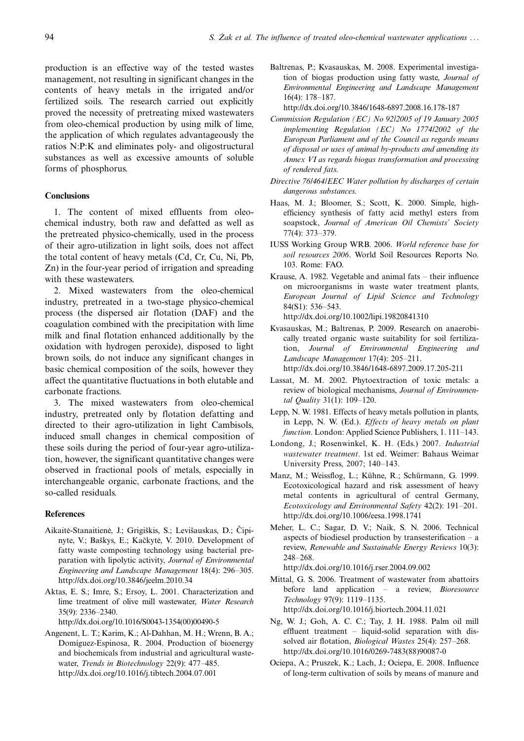production is an effective way of the tested wastes management, not resulting in significant changes in the contents of heavy metals in the irrigated and/or fertilized soils. The research carried out explicitly proved the necessity of pretreating mixed wastewaters from oleo-chemical production by using milk of lime, the application of which regulates advantageously the ratios N:P:K and eliminates poly- and oligostructural substances as well as excessive amounts of soluble forms of phosphorus.

## Conclusions

1. The content of mixed effluents from oleo-chemical industry, both raw and defatted as well as the pretreated physico-chemically, used in the process of their agro-utilization in light soils, does not affect the total content of heavy metals (Cd, Cr, Cu, Ni, Pb, Zn) in the four-year period of irrigation and spreading with these wastewaters.

2. Mixed wastewaters from the oleo-chemical industry, pretreated in a two-stage physico-chemical process (the dispersed air flotation (DAF) and the coagulation combined with the precipitation with lime milk and final flotation enhanced additionally by the oxidation with hydrogen peroxide), disposed to light brown soils, do not induce any significant changes in basic chemical composition of the soils, however they affect the quantitative fluctuations in both elutable and carbonate fractions.

3. The mixed wastewaters from oleo-chemical industry, pretreated only by flotation defatting and directed to their agro-utilization in light Cambisols, induced small changes in chemical composition of these soils during the period of four-year agro-utilization, however, the significant quantitative changes were observed in fractional pools of metals, especially in interchangeable organic, carbonate fractions, and the so-called residuals.

## References

Aikaitė-Stanaitienė, J.; Grigiškis, S.; Levišauskas, D.; Čipinyte, V.; Baškys, E.; Kačkytė, V. 2010. Development of fatty waste composting technology using bacterial preparation with lipolytic activity, *Journal of Environmental Engineering and Landscape Management* 18(4): 296–305. http://dx.doi.org/10.3846/jeelm.2010.34

Aktas, E. S.; Imre, S.; Ersoy, L. 2001. Characterization and lime treatment of olive mill wastewater, *Water Research* 35(9): 2336–2340. http://dx.doi.org/10.1016/S0043-1354(00)00490-5

Angenent, L. T.; Karim, K.; Al-Dahhan, M. H.; Wrenn, B. A.; Domíguez-Espinosa, R. 2004. Production of bioenergy and biochemicals from industrial and agricultural wastewater, *Trends in Biotechnology* 22(9): 477–485. http://dx.doi.org/10.1016/j.tibtech.2004.07.001

Baltrenas, P.; Kvasauskas, M. 2008. Experimental investigation of biogas production using fatty waste, *Journal of Environmental Engineering and Landscape Management* 16(4): 178–187. http://dx.doi.org/10.3846/1648-6897.2008.16.178-187

*Commission Regulation (EC) No 92/2005 of 19 January 2005 implementing Regulation (EC) No 1774/2002 of the European Parliament and of the Council as regards means of disposal or uses of animal by-products and amending its Annex VI as regards biogas transformation and processing of rendered fats.*

*Directive 76/464/EEC Water pollution by discharges of certain dangerous substances.*

Haas, M. J.; Bloomer, S.; Scott, K. 2000. Simple, high-efficiency synthesis of fatty acid methyl esters from soapstock, *Journal of American Oil Chemists' Society* 77(4): 373–379.

IUSS Working Group WRB. 2006. *World reference base for soil resources 2006*. World Soil Resources Reports No. 103. Rome: FAO.

Krause, A. 1982. Vegetable and animal fats – their influence on microorganisms in waste water treatment plants, *European Journal of Lipid Science and Technology* 84(S1): 536–543. http://dx.doi.org/10.1002/lipi.19820841310

Kvasauskas, M.; Baltrenas, P. 2009. Research on anaerobically treated organic waste suitability for soil fertilization, *Journal of Environmental Engineering and Landscape Management* 17(4): 205–211. http://dx.doi.org/10.3846/1648-6897.2009.17.205-211

Lassat, M. M. 2002. Phytoextraction of toxic metals: a review of biological mechanisms, *Journal of Environmental Quality* 31(1): 109–120.

Lepp, N. W. 1981. Effects of heavy metals pollution in plants, in Lepp, N. W. (Ed.). *Effects of heavy metals on plant function*. London: Applied Science Publishers, 1. 111–143.

Londong, J.; Rosenwinkel, K. H. (Eds.) 2007. *Industrial wastewater treatment*. 1st ed. Weimer: Bahaus Weimar University Press, 2007; 140–143.

Manz, M.; Weissflog, L.; Kühne, R.; Schürmann, G. 1999. Ecotoxicological hazard and risk assessment of heavy metal contents in agricultural of central Germany, *Ecotoxicology and Environmental Safety* 42(2): 191–201. http://dx.doi.org/10.1006/eesa.1998.1741

Meher, L. C.; Sagar, D. V.; Naik, S. N. 2006. Technical aspects of biodiesel production by transesterification – a review, *Renewable and Sustainable Energy Reviews* 10(3): 248–268. http://dx.doi.org/10.1016/j.rser.2004.09.002

Mittal, G. S. 2006. Treatment of wastewater from abattoirs before land application – a review, *Bioresource Technology* 97(9): 1119–1135. http://dx.doi.org/10.1016/j.biortech.2004.11.021

Ng, W. J.; Goh, A. C. C.; Tay, J. H. 1988. Palm oil mill effluent treatment – liquid-solid separation with dissolved air flotation, *Biological Wastes* 25(4): 257–268. http://dx.doi.org/10.1016/0269-7483(88)90087-0

Ociepa, A.; Pruszek, K.; Lach, J.; Ociepa, E. 2008. Influence of long-term cultivation of soils by means of manure and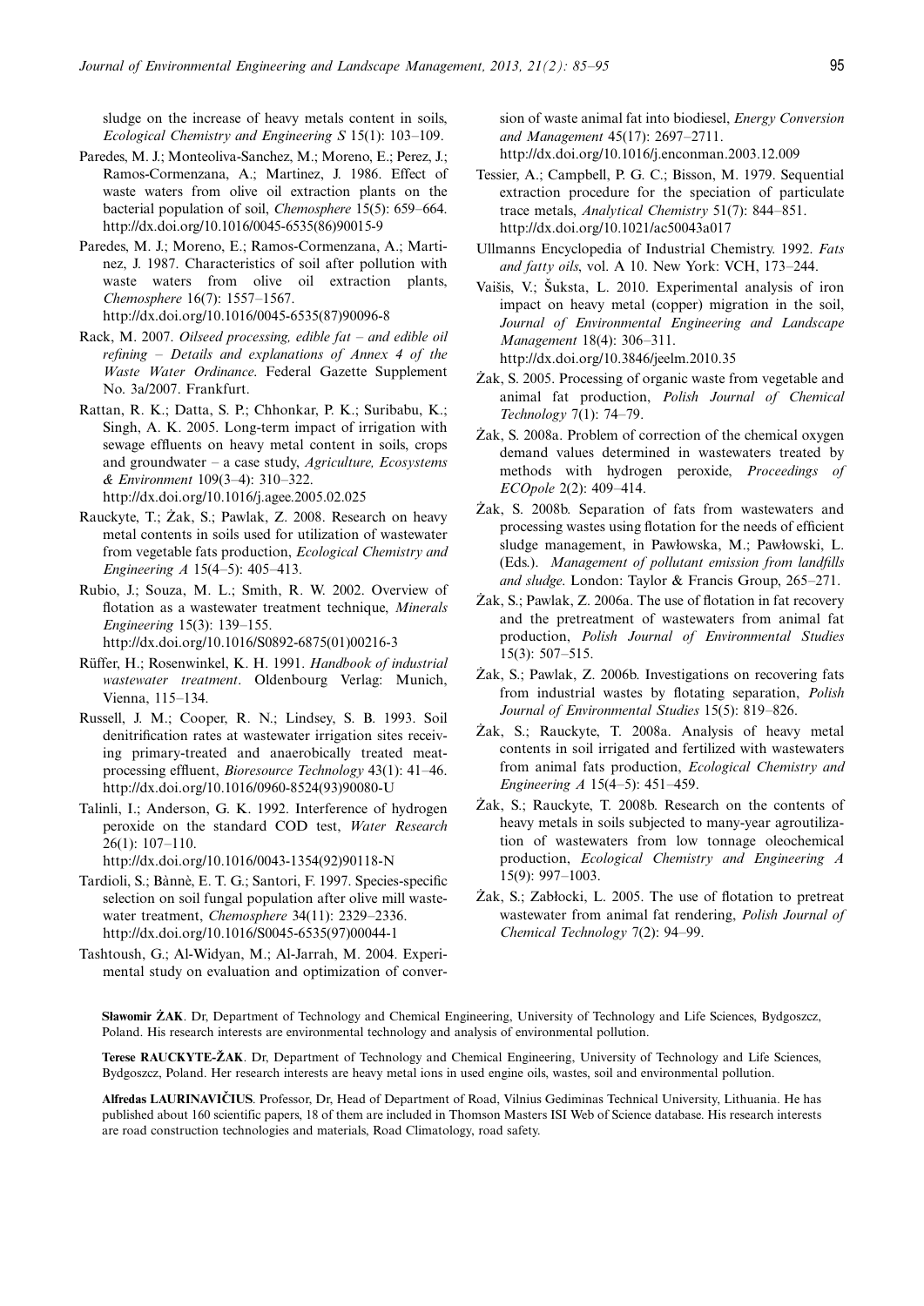sludge on the increase of heavy metals content in soils, *Ecological Chemistry and Engineering S* 15(1): 103–109.

Paredes, M. J.; Monteoliva-Sanchez, M.; Moreno, E.; Perez, J.; Ramos-Cormenzana, A.; Martinez, J. 1986. Effect of waste waters from olive oil extraction plants on the bacterial population of soil, *Chemosphere* 15(5): 659–664. http://dx.doi.org/10.1016/0045-6535(86)90015-9

Paredes, M. J.; Moreno, E.; Ramos-Cormenzana, A.; Martinez, J. 1987. Characteristics of soil after pollution with waste waters from olive oil extraction plants, *Chemosphere* 16(7): 1557–1567. http://dx.doi.org/10.1016/0045-6535(87)90096-8

Rack, M. 2007. *Oilseed processing, edible fat – and edible oil refining – Details and explanations of Annex 4 of the Waste Water Ordinance*. Federal Gazette Supplement No. 3a/2007. Frankfurt.

Rattan, R. K.; Datta, S. P.; Chhonkar, P. K.; Suribabu, K.; Singh, A. K. 2005. Long-term impact of irrigation with sewage effluents on heavy metal content in soils, crops and groundwater – a case study, *Agriculture, Ecosystems & Environment* 109(3–4): 310–322. http://dx.doi.org/10.1016/j.agee.2005.02.025

Rauckyte, T.; Żak, S.; Pawlak, Z. 2008. Research on heavy metal contents in soils used for utilization of wastewater from vegetable fats production, *Ecological Chemistry and Engineering A* 15(4–5): 405–413.

Rubio, J.; Souza, M. L.; Smith, R. W. 2002. Overview of flotation as a wastewater treatment technique, *Minerals Engineering* 15(3): 139–155. http://dx.doi.org/10.1016/S0892-6875(01)00216-3

Rüffer, H.; Rosenwinkel, K. H. 1991. *Handbook of industrial wastewater treatment*. Oldenbourg Verlag: Munich, Vienna, 115–134.

Russell, J. M.; Cooper, R. N.; Lindsey, S. B. 1993. Soil denitrification rates at wastewater irrigation sites receiving primary-treated and anaerobically treated meat-processing effluent, *Bioresource Technology* 43(1): 41–46. http://dx.doi.org/10.1016/0960-8524(93)90080-U

Talinli, I.; Anderson, G. K. 1992. Interference of hydrogen peroxide on the standard COD test, *Water Research* 26(1): 107–110. http://dx.doi.org/10.1016/0043-1354(92)90118-N

Tardioli, S.; Bànnè, E. T. G.; Santori, F. 1997. Species-specific selection on soil fungal population after olive mill wastewater treatment, *Chemosphere* 34(11): 2329–2336. http://dx.doi.org/10.1016/S0045-6535(97)00044-1

Tashtoush, G.; Al-Widyan, M.; Al-Jarrah, M. 2004. Experimental study on evaluation and optimization of conversion of waste animal fat into biodiesel, *Energy Conversion and Management* 45(17): 2697–2711. http://dx.doi.org/10.1016/j.enconman.2003.12.009

Tessier, A.; Campbell, P. G. C.; Bisson, M. 1979. Sequential extraction procedure for the speciation of particulate trace metals, *Analytical Chemistry* 51(7): 844–851. http://dx.doi.org/10.1021/ac50043a017

Ullmanns Encyclopedia of Industrial Chemistry. 1992. *Fats and fatty oils*, vol. A 10. New York: VCH, 173–244.

Vaišis, V.; Šuksta, L. 2010. Experimental analysis of iron impact on heavy metal (copper) migration in the soil, *Journal of Environmental Engineering and Landscape Management* 18(4): 306–311. http://dx.doi.org/10.3846/jeelm.2010.35

Żak, S. 2005. Processing of organic waste from vegetable and animal fat production, *Polish Journal of Chemical Technology* 7(1): 74–79.

Żak, S. 2008a. Problem of correction of the chemical oxygen demand values determined in wastewaters treated by methods with hydrogen peroxide, *Proceedings of ECOpole* 2(2): 409–414.

Żak, S. 2008b. Separation of fats from wastewaters and processing wastes using flotation for the needs of efficient sludge management, in Pawłowska, M.; Pawłowski, L. (Eds.). *Management of pollutant emission from landfills and sludge*. London: Taylor & Francis Group, 265–271.

Żak, S.; Pawlak, Z. 2006a. The use of flotation in fat recovery and the pretreatment of wastewaters from animal fat production, *Polish Journal of Environmental Studies* 15(3): 507–515.

Żak, S.; Pawlak, Z. 2006b. Investigations on recovering fats from industrial wastes by flotating separation, *Polish Journal of Environmental Studies* 15(5): 819–826.

Żak, S.; Rauckyte, T. 2008a. Analysis of heavy metal contents in soil irrigated and fertilized with wastewaters from animal fats production, *Ecological Chemistry and Engineering A* 15(4–5): 451–459.

Żak, S.; Rauckyte, T. 2008b. Research on the contents of heavy metals in soils subjected to many-year agroutilization of wastewaters from low tonnage oleochemical production, *Ecological Chemistry and Engineering A* 15(9): 997–1003.

Żak, S.; Zabłocki, L. 2005. The use of flotation to pretreat wastewater from animal fat rendering, *Polish Journal of Chemical Technology* 7(2): 94–99.

**Sławomir ŻAK**. Dr, Department of Technology and Chemical Engineering, University of Technology and Life Sciences, Bydgoszcz, Poland. His research interests are environmental technology and analysis of environmental pollution.

**Terese RAUCKYTE-ŻAK**. Dr, Department of Technology and Chemical Engineering, University of Technology and Life Sciences, Bydgoszcz, Poland. Her research interests are heavy metal ions in used engine oils, wastes, soil and environmental pollution.

**Alfredas LAURINAVIČIUS**. Professor, Dr, Head of Department of Road, Vilnius Gediminas Technical University, Lithuania. He has published about 160 scientific papers, 18 of them are included in Thomson Masters ISI Web of Science database. His research interests are road construction technologies and materials, Road Climatology, road safety.